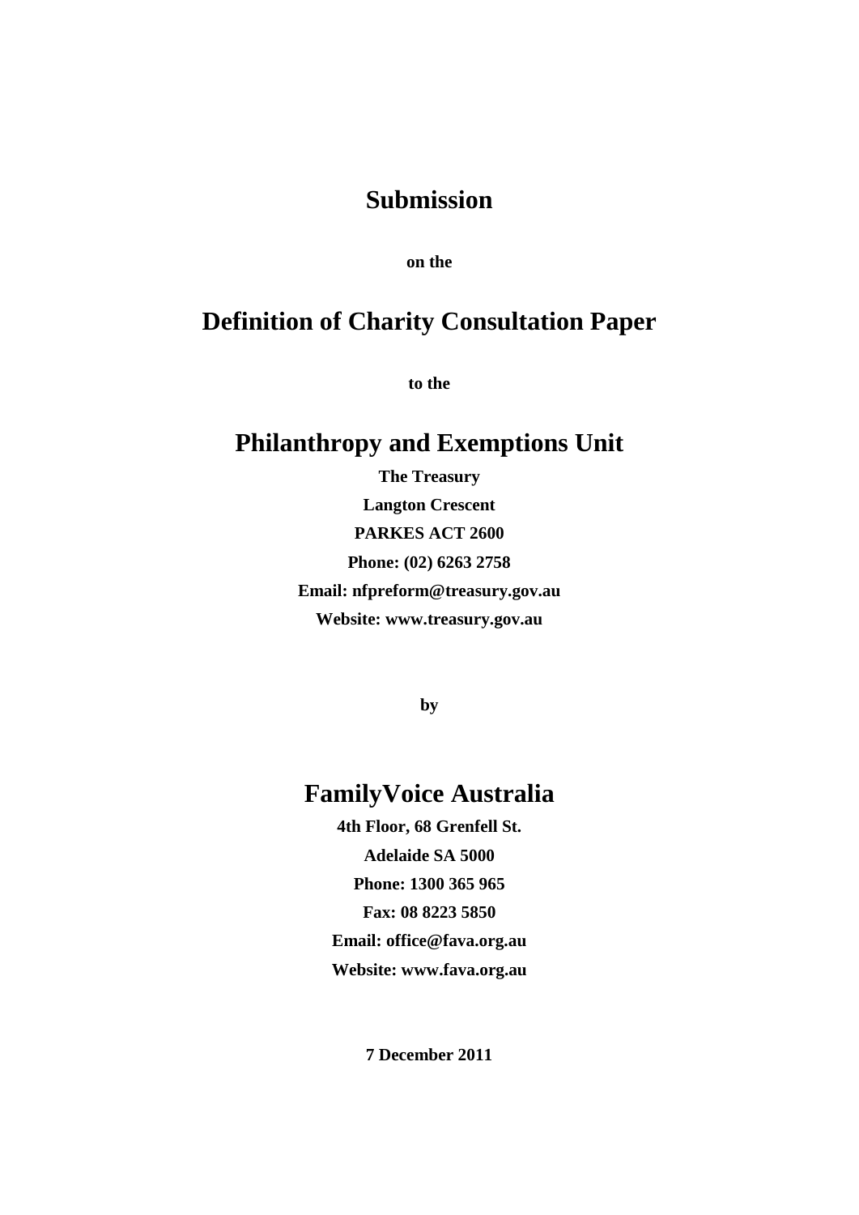# Submission

**on the**

# Definition of Charity Consultation Paper

**to the**

# Philanthropy and Exemptions Unit

**The Treasury**

**Langton Crescent**

**PARKES ACT 2600**

**Phone: (02) 6263 2758**

**Email: nfpreform@treasury.gov.au**

**Website: www.treasury.gov.au**

**by**

# FamilyVoice Australia

**4th Floor, 68 Grenfell St.**

**Adelaide SA 5000**

**Phone: 1300 365 965**

**Fax: 08 8223 5850**

**Email: office@fava.org.au**

**Website: www.fava.org.au**

**7 December 2011**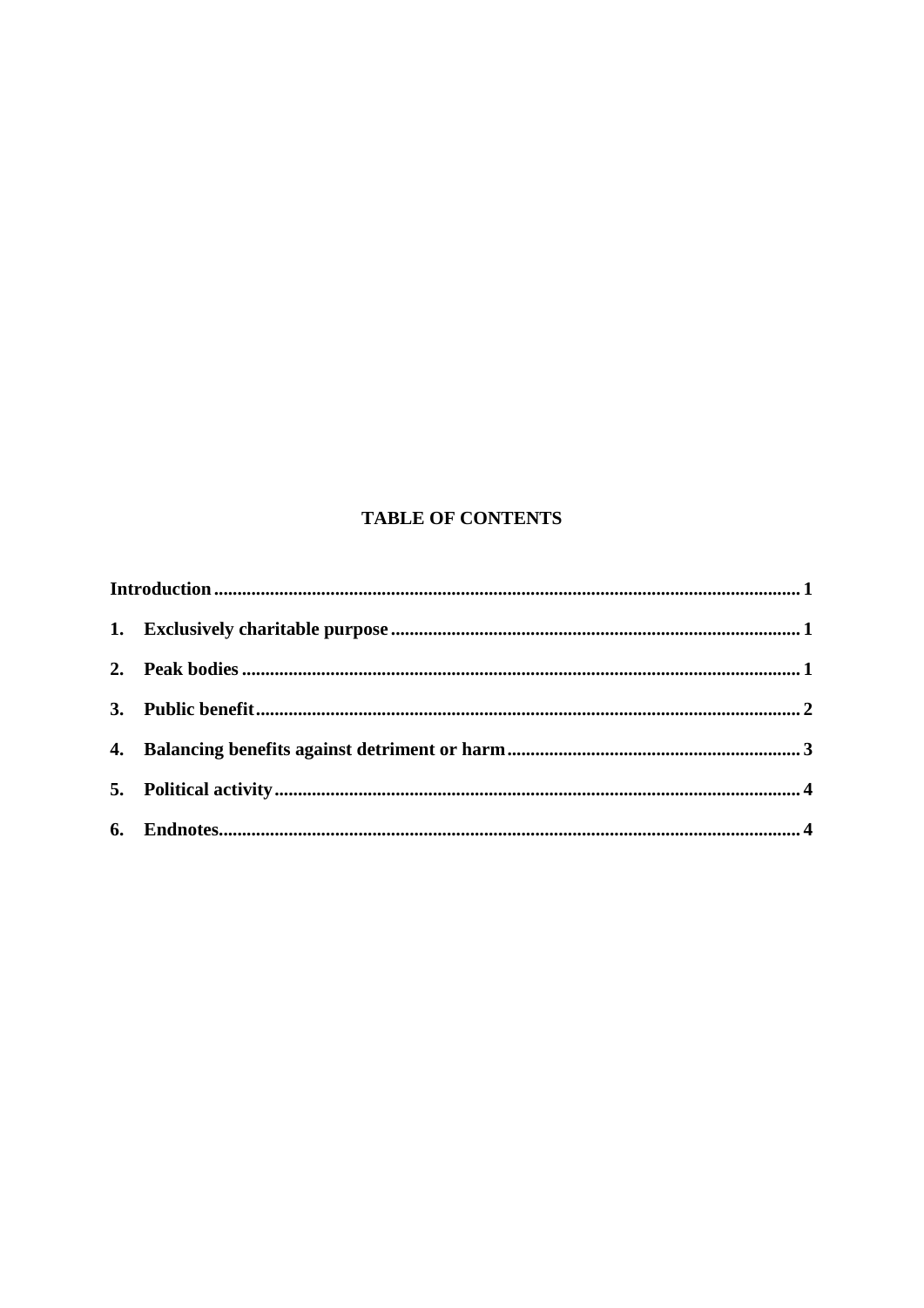## TABLE OF CONTENTS

**Introduction** .......... **1**

**1. Exclusively charitable purpose** .......... **1**

**2. Peak bodies** .......... **1**

**3. Public benefit** .......... **2**

**4. Balancing benefits against detriment or harm** .......... **3**

**5. Political activity** .......... **4**

**6. Endnotes** .......... **4**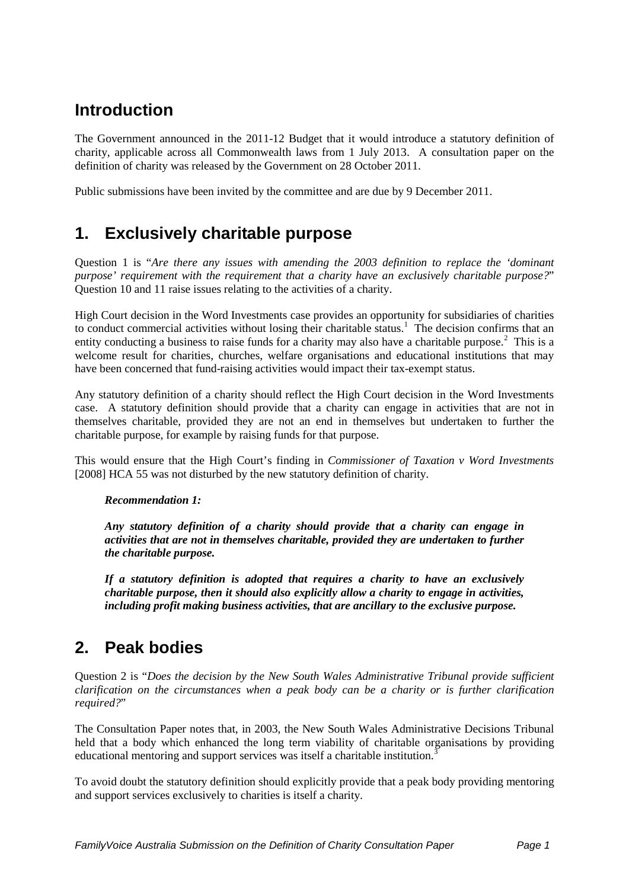## Introduction

The Government announced in the 2011-12 Budget that it would introduce a statutory definition of charity, applicable across all Commonwealth laws from 1 July 2013. A consultation paper on the definition of charity was released by the Government on 28 October 2011.

Public submissions have been invited by the committee and are due by 9 December 2011.

## 1. Exclusively charitable purpose

Question 1 is "*Are there any issues with amending the 2003 definition to replace the 'dominant purpose' requirement with the requirement that a charity have an exclusively charitable purpose?*" Question 10 and 11 raise issues relating to the activities of a charity.

High Court decision in the Word Investments case provides an opportunity for subsidiaries of charities to conduct commercial activities without losing their charitable status.[1] The decision confirms that an entity conducting a business to raise funds for a charity may also have a charitable purpose.[2] This is a welcome result for charities, churches, welfare organisations and educational institutions that may have been concerned that fund-raising activities would impact their tax-exempt status.

Any statutory definition of a charity should reflect the High Court decision in the Word Investments case. A statutory definition should provide that a charity can engage in activities that are not in themselves charitable, provided they are not an end in themselves but undertaken to further the charitable purpose, for example by raising funds for that purpose.

This would ensure that the High Court's finding in *Commissioner of Taxation v Word Investments* [2008] HCA 55 was not disturbed by the new statutory definition of charity.

> ***Recommendation 1:***
>
> ***Any statutory definition of a charity should provide that a charity can engage in activities that are not in themselves charitable, provided they are undertaken to further the charitable purpose.***
>
> ***If a statutory definition is adopted that requires a charity to have an exclusively charitable purpose, then it should also explicitly allow a charity to engage in activities, including profit making business activities, that are ancillary to the exclusive purpose.***

## 2. Peak bodies

Question 2 is "*Does the decision by the New South Wales Administrative Tribunal provide sufficient clarification on the circumstances when a peak body can be a charity or is further clarification required?*"

The Consultation Paper notes that, in 2003, the New South Wales Administrative Decisions Tribunal held that a body which enhanced the long term viability of charitable organisations by providing educational mentoring and support services was itself a charitable institution.[3]

To avoid doubt the statutory definition should explicitly provide that a peak body providing mentoring and support services exclusively to charities is itself a charity.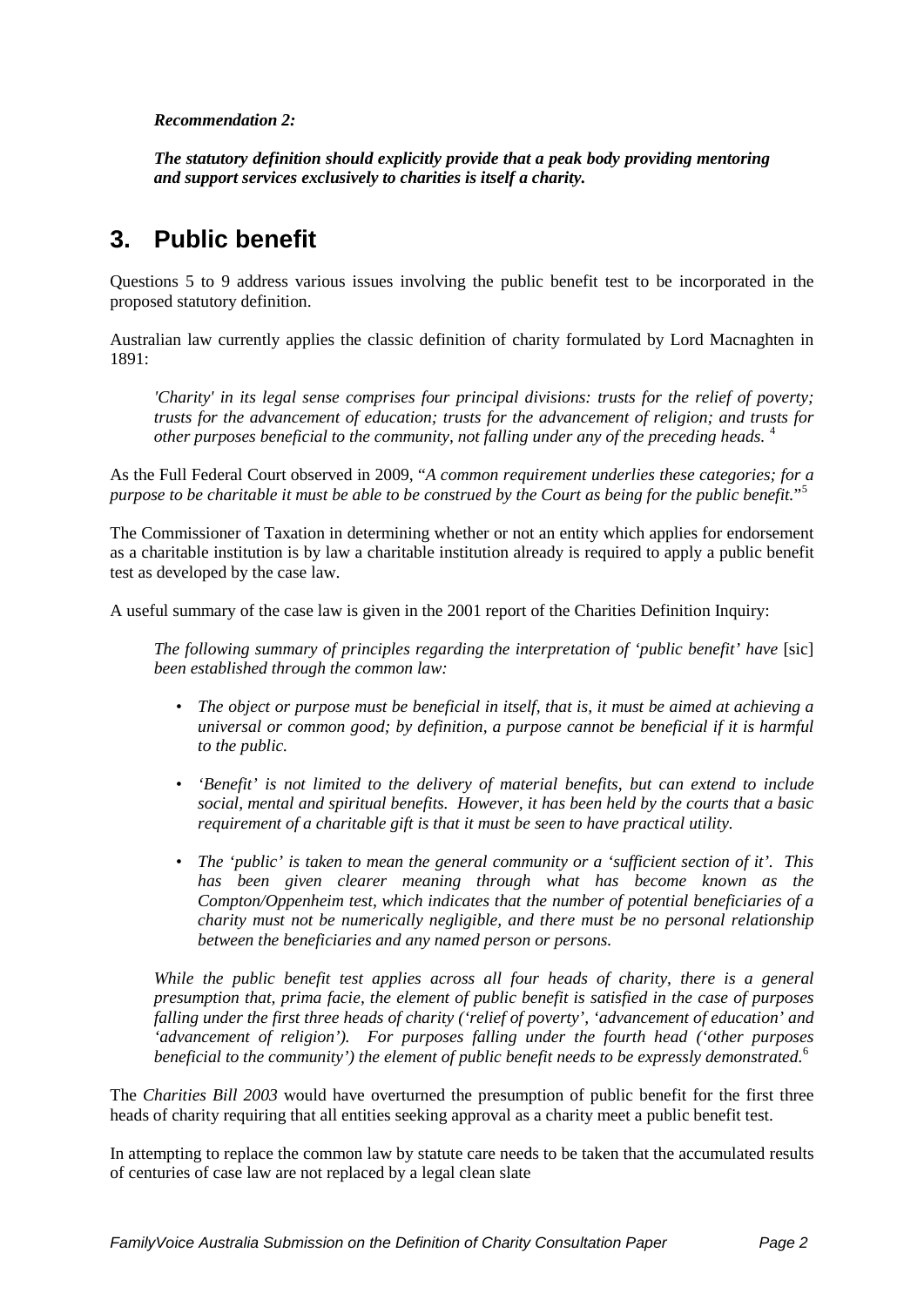***Recommendation 2:***

***The statutory definition should explicitly provide that a peak body providing mentoring and support services exclusively to charities is itself a charity.***

## 3. Public benefit

Questions 5 to 9 address various issues involving the public benefit test to be incorporated in the proposed statutory definition.

Australian law currently applies the classic definition of charity formulated by Lord Macnaghten in 1891:

> *'Charity' in its legal sense comprises four principal divisions: trusts for the relief of poverty; trusts for the advancement of education; trusts for the advancement of religion; and trusts for other purposes beneficial to the community, not falling under any of the preceding heads.* [4]

As the Full Federal Court observed in 2009, "*A common requirement underlies these categories; for a purpose to be charitable it must be able to be construed by the Court as being for the public benefit.*"[5]

The Commissioner of Taxation in determining whether or not an entity which applies for endorsement as a charitable institution is by law a charitable institution already is required to apply a public benefit test as developed by the case law.

A useful summary of the case law is given in the 2001 report of the Charities Definition Inquiry:

> *The following summary of principles regarding the interpretation of 'public benefit' have* [sic] *been established through the common law:*
>
> - *The object or purpose must be beneficial in itself, that is, it must be aimed at achieving a universal or common good; by definition, a purpose cannot be beneficial if it is harmful to the public.*
> - *'Benefit' is not limited to the delivery of material benefits, but can extend to include social, mental and spiritual benefits. However, it has been held by the courts that a basic requirement of a charitable gift is that it must be seen to have practical utility.*
> - *The 'public' is taken to mean the general community or a 'sufficient section of it'. This has been given clearer meaning through what has become known as the Compton/Oppenheim test, which indicates that the number of potential beneficiaries of a charity must not be numerically negligible, and there must be no personal relationship between the beneficiaries and any named person or persons.*
>
> *While the public benefit test applies across all four heads of charity, there is a general presumption that, prima facie, the element of public benefit is satisfied in the case of purposes falling under the first three heads of charity ('relief of poverty', 'advancement of education' and 'advancement of religion'). For purposes falling under the fourth head ('other purposes beneficial to the community') the element of public benefit needs to be expressly demonstrated.*[6]

The *Charities Bill 2003* would have overturned the presumption of public benefit for the first three heads of charity requiring that all entities seeking approval as a charity meet a public benefit test.

In attempting to replace the common law by statute care needs to be taken that the accumulated results of centuries of case law are not replaced by a legal clean slate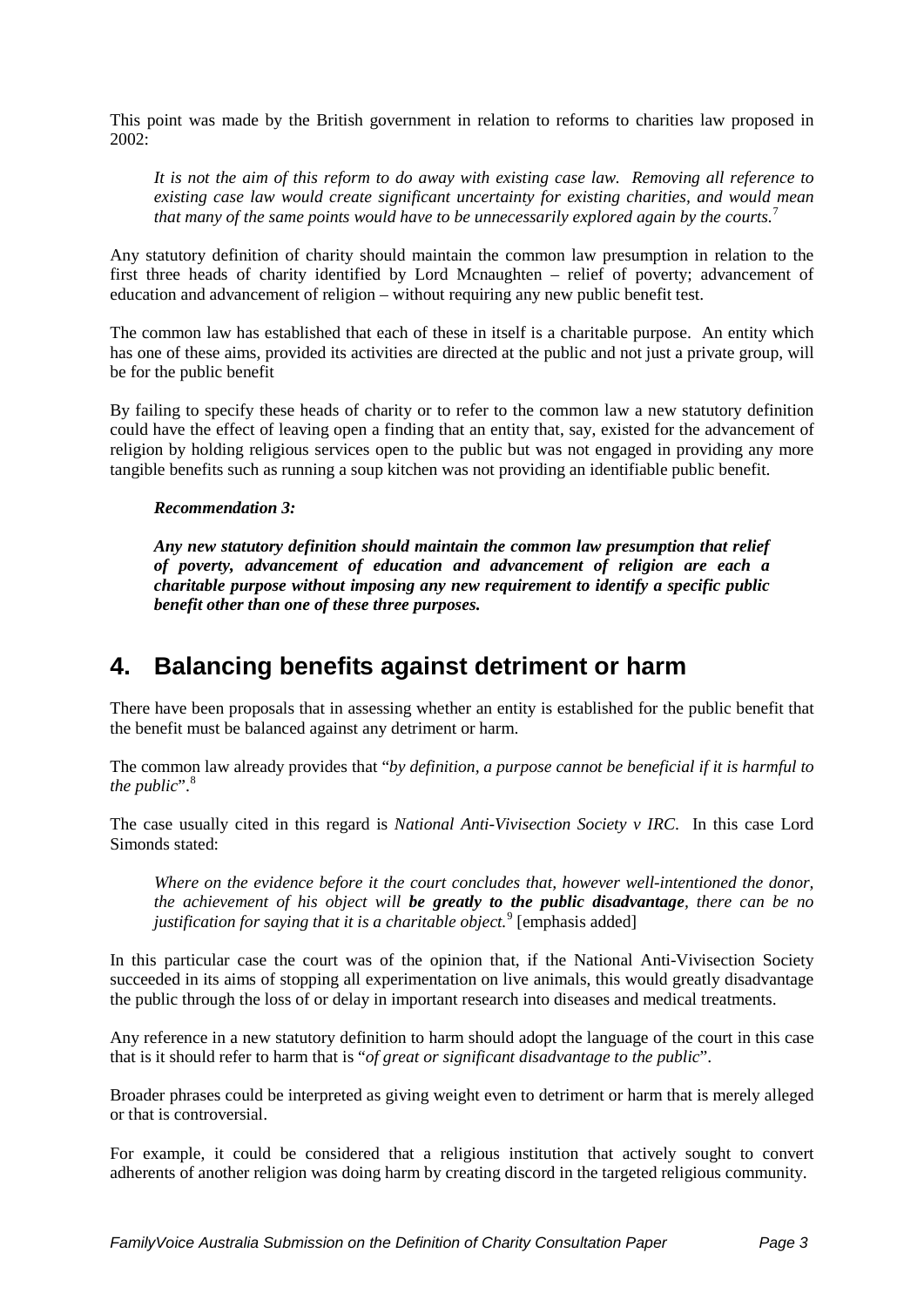This point was made by the British government in relation to reforms to charities law proposed in 2002:

> *It is not the aim of this reform to do away with existing case law. Removing all reference to existing case law would create significant uncertainty for existing charities, and would mean that many of the same points would have to be unnecessarily explored again by the courts.*[7]

Any statutory definition of charity should maintain the common law presumption in relation to the first three heads of charity identified by Lord Mcnaughten – relief of poverty; advancement of education and advancement of religion – without requiring any new public benefit test.

The common law has established that each of these in itself is a charitable purpose. An entity which has one of these aims, provided its activities are directed at the public and not just a private group, will be for the public benefit

By failing to specify these heads of charity or to refer to the common law a new statutory definition could have the effect of leaving open a finding that an entity that, say, existed for the advancement of religion by holding religious services open to the public but was not engaged in providing any more tangible benefits such as running a soup kitchen was not providing an identifiable public benefit.

> ***Recommendation 3:***
>
> ***Any new statutory definition should maintain the common law presumption that relief of poverty, advancement of education and advancement of religion are each a charitable purpose without imposing any new requirement to identify a specific public benefit other than one of these three purposes.***

## 4. Balancing benefits against detriment or harm

There have been proposals that in assessing whether an entity is established for the public benefit that the benefit must be balanced against any detriment or harm.

The common law already provides that "*by definition, a purpose cannot be beneficial if it is harmful to the public*".[8]

The case usually cited in this regard is *National Anti-Vivisection Society v IRC*. In this case Lord Simonds stated:

> *Where on the evidence before it the court concludes that, however well-intentioned the donor, the achievement of his object will **be greatly to the public disadvantage**, there can be no justification for saying that it is a charitable object.*[9] [emphasis added]

In this particular case the court was of the opinion that, if the National Anti-Vivisection Society succeeded in its aims of stopping all experimentation on live animals, this would greatly disadvantage the public through the loss of or delay in important research into diseases and medical treatments.

Any reference in a new statutory definition to harm should adopt the language of the court in this case that is it should refer to harm that is "*of great or significant disadvantage to the public*".

Broader phrases could be interpreted as giving weight even to detriment or harm that is merely alleged or that is controversial.

For example, it could be considered that a religious institution that actively sought to convert adherents of another religion was doing harm by creating discord in the targeted religious community.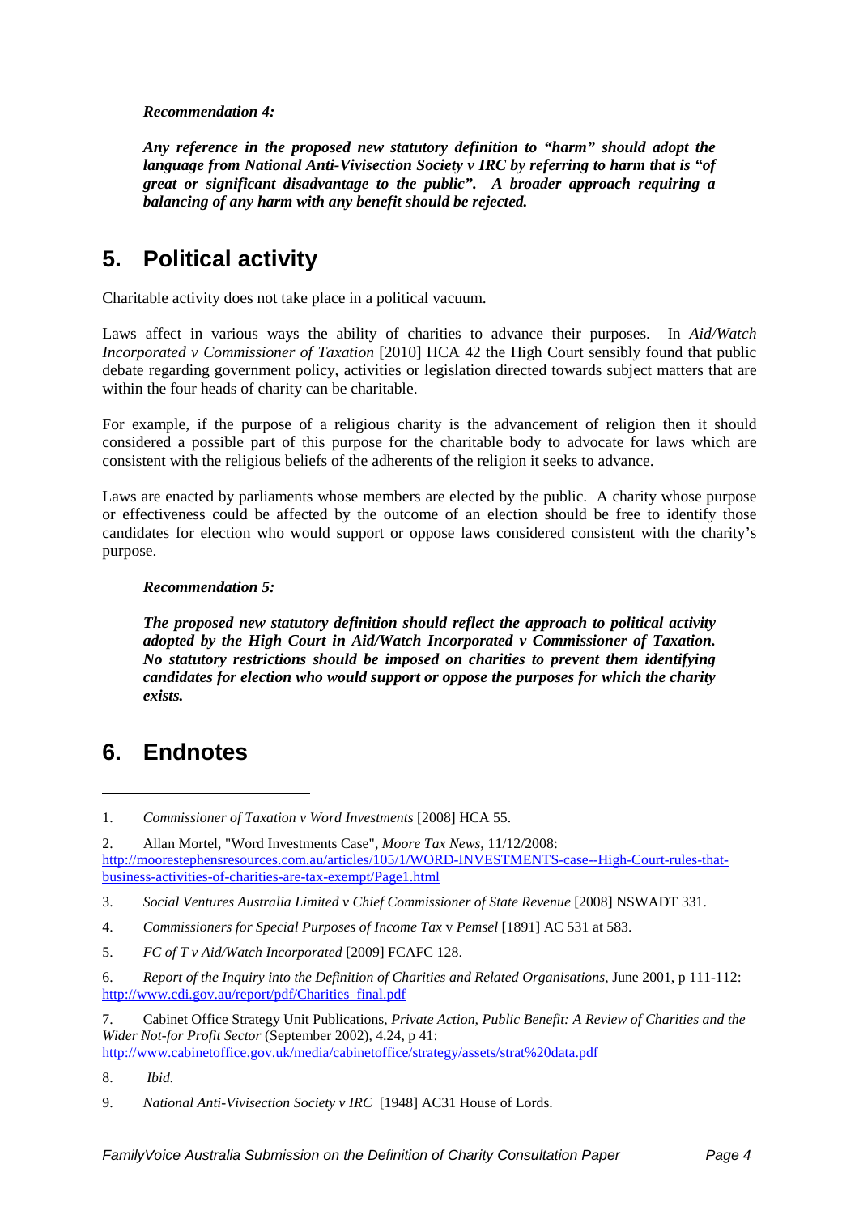***Recommendation 4:***

***Any reference in the proposed new statutory definition to "harm" should adopt the language from National Anti-Vivisection Society v IRC by referring to harm that is "of great or significant disadvantage to the public". A broader approach requiring a balancing of any harm with any benefit should be rejected.***

## 5. Political activity

Charitable activity does not take place in a political vacuum.

Laws affect in various ways the ability of charities to advance their purposes. In *Aid/Watch Incorporated v Commissioner of Taxation* [2010] HCA 42 the High Court sensibly found that public debate regarding government policy, activities or legislation directed towards subject matters that are within the four heads of charity can be charitable.

For example, if the purpose of a religious charity is the advancement of religion then it should considered a possible part of this purpose for the charitable body to advocate for laws which are consistent with the religious beliefs of the adherents of the religion it seeks to advance.

Laws are enacted by parliaments whose members are elected by the public. A charity whose purpose or effectiveness could be affected by the outcome of an election should be free to identify those candidates for election who would support or oppose laws considered consistent with the charity's purpose.

***Recommendation 5:***

***The proposed new statutory definition should reflect the approach to political activity adopted by the High Court in Aid/Watch Incorporated v Commissioner of Taxation. No statutory restrictions should be imposed on charities to prevent them identifying candidates for election who would support or oppose the purposes for which the charity exists.***

## 6. Endnotes

1. *Commissioner of Taxation v Word Investments* [2008] HCA 55.

2. Allan Mortel, "Word Investments Case", *Moore Tax News*, 11/12/2008: http://moorestephensresources.com.au/articles/105/1/WORD-INVESTMENTS-case--High-Court-rules-that-business-activities-of-charities-are-tax-exempt/Page1.html

3. *Social Ventures Australia Limited v Chief Commissioner of State Revenue* [2008] NSWADT 331.

4. *Commissioners for Special Purposes of Income Tax* v *Pemsel* [1891] AC 531 at 583.

5. *FC of T v Aid/Watch Incorporated* [2009] FCAFC 128.

6. *Report of the Inquiry into the Definition of Charities and Related Organisations*, June 2001, p 111-112: http://www.cdi.gov.au/report/pdf/Charities_final.pdf

7. Cabinet Office Strategy Unit Publications, *Private Action, Public Benefit: A Review of Charities and the Wider Not-for Profit Sector* (September 2002), 4.24, p 41: http://www.cabinetoffice.gov.uk/media/cabinetoffice/strategy/assets/strat%20data.pdf

8. *Ibid.*

9. *National Anti-Vivisection Society v IRC* [1948] AC31 House of Lords.